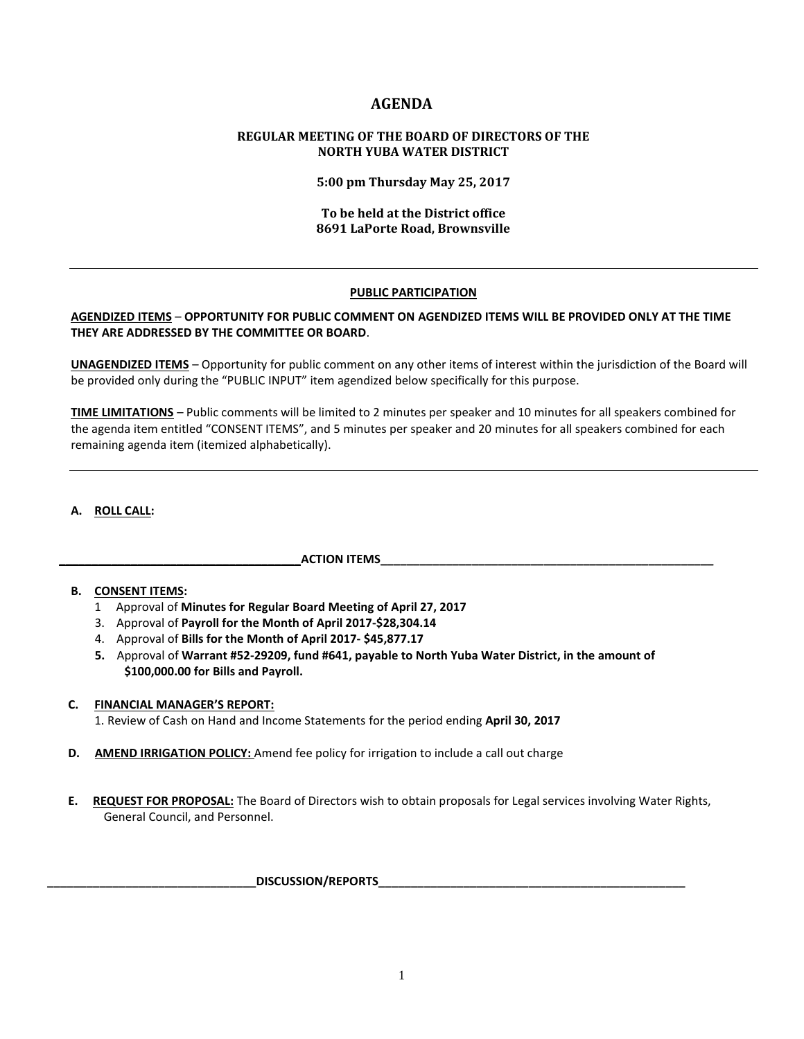# AGENDA

## REGULAR MEETING OF THE BOARD OF DIRECTORS OF THE NORTH YUBA WATER DISTRICT

**5:00 pm Thursday May 25, 2017**

**To be held at the District office**
**8691 LaPorte Road, Brownsville**

---

### PUBLIC PARTICIPATION

**AGENDIZED ITEMS – OPPORTUNITY FOR PUBLIC COMMENT ON AGENDIZED ITEMS WILL BE PROVIDED ONLY AT THE TIME THEY ARE ADDRESSED BY THE COMMITTEE OR BOARD**.

**UNAGENDIZED ITEMS** – Opportunity for public comment on any other items of interest within the jurisdiction of the Board will be provided only during the "PUBLIC INPUT" item agendized below specifically for this purpose.

**TIME LIMITATIONS** – Public comments will be limited to 2 minutes per speaker and 10 minutes for all speakers combined for the agenda item entitled "CONSENT ITEMS", and 5 minutes per speaker and 20 minutes for all speakers combined for each remaining agenda item (itemized alphabetically).

---

**A. ROLL CALL:**

**ACTION ITEMS**

**B. CONSENT ITEMS:**

1 Approval of **Minutes for Regular Board Meeting of April 27, 2017**
3. Approval of **Payroll for the Month of April 2017-$28,304.14**
4. Approval of **Bills for the Month of April 2017- $45,877.17**
**5.** Approval of **Warrant #52-29209, fund #641, payable to North Yuba Water District, in the amount of $100,000.00 for Bills and Payroll.**

**C. FINANCIAL MANAGER'S REPORT:**

1. Review of Cash on Hand and Income Statements for the period ending **April 30, 2017**

**D. AMEND IRRIGATION POLICY:** Amend fee policy for irrigation to include a call out charge

**E. REQUEST FOR PROPOSAL:** The Board of Directors wish to obtain proposals for Legal services involving Water Rights, General Council, and Personnel.

**DISCUSSION/REPORTS**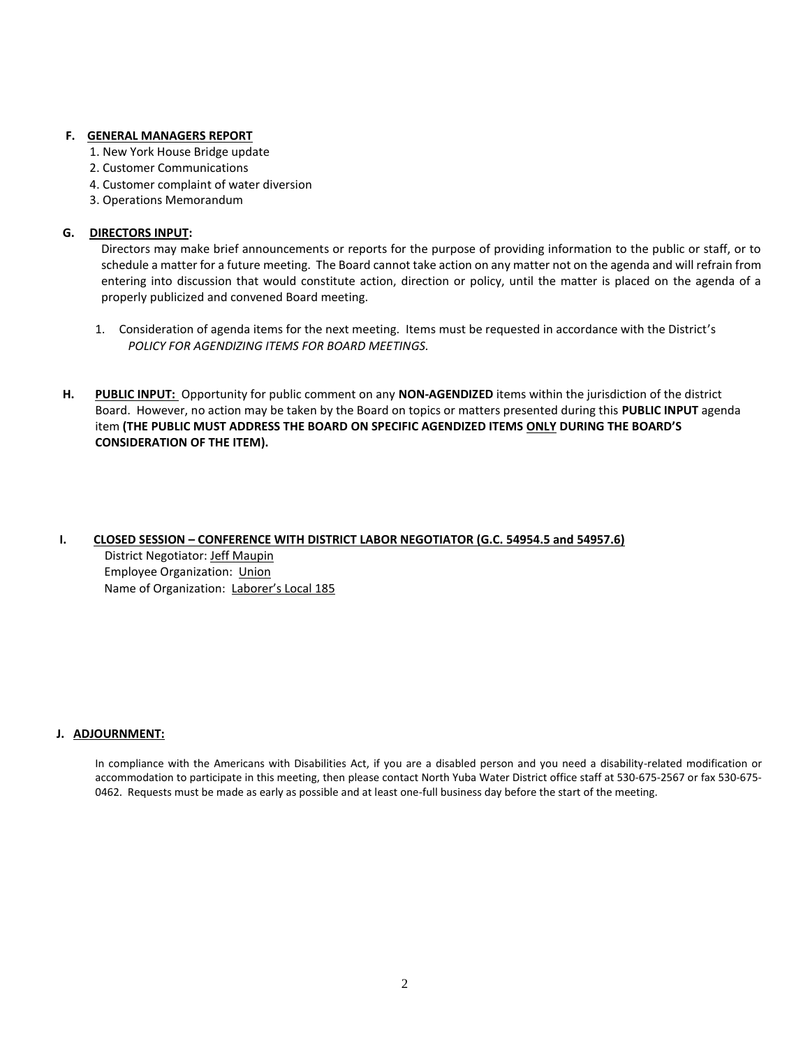**F. <u>GENERAL MANAGERS REPORT</u>**

1. New York House Bridge update
2. Customer Communications
4. Customer complaint of water diversion
3. Operations Memorandum

**G. <u>DIRECTORS INPUT</u>:**

Directors may make brief announcements or reports for the purpose of providing information to the public or staff, or to schedule a matter for a future meeting. The Board cannot take action on any matter not on the agenda and will refrain from entering into discussion that would constitute action, direction or policy, until the matter is placed on the agenda of a properly publicized and convened Board meeting.

1. Consideration of agenda items for the next meeting. Items must be requested in accordance with the District's *POLICY FOR AGENDIZING ITEMS FOR BOARD MEETINGS.*

**H. <u>PUBLIC INPUT:</u>** Opportunity for public comment on any **NON-AGENDIZED** items within the jurisdiction of the district Board. However, no action may be taken by the Board on topics or matters presented during this **PUBLIC INPUT** agenda item **(THE PUBLIC MUST ADDRESS THE BOARD ON SPECIFIC AGENDIZED ITEMS <u>ONLY</u> DURING THE BOARD'S CONSIDERATION OF THE ITEM).**

**I. <u>CLOSED SESSION – CONFERENCE WITH DISTRICT LABOR NEGOTIATOR (G.C. 54954.5 and 54957.6)</u>**

District Negotiator: <u>Jeff Maupin</u>
Employee Organization: <u>Union</u>
Name of Organization: <u>Laborer's Local 185</u>

**J. <u>ADJOURNMENT:</u>**

In compliance with the Americans with Disabilities Act, if you are a disabled person and you need a disability-related modification or accommodation to participate in this meeting, then please contact North Yuba Water District office staff at 530-675-2567 or fax 530-675-0462. Requests must be made as early as possible and at least one-full business day before the start of the meeting.